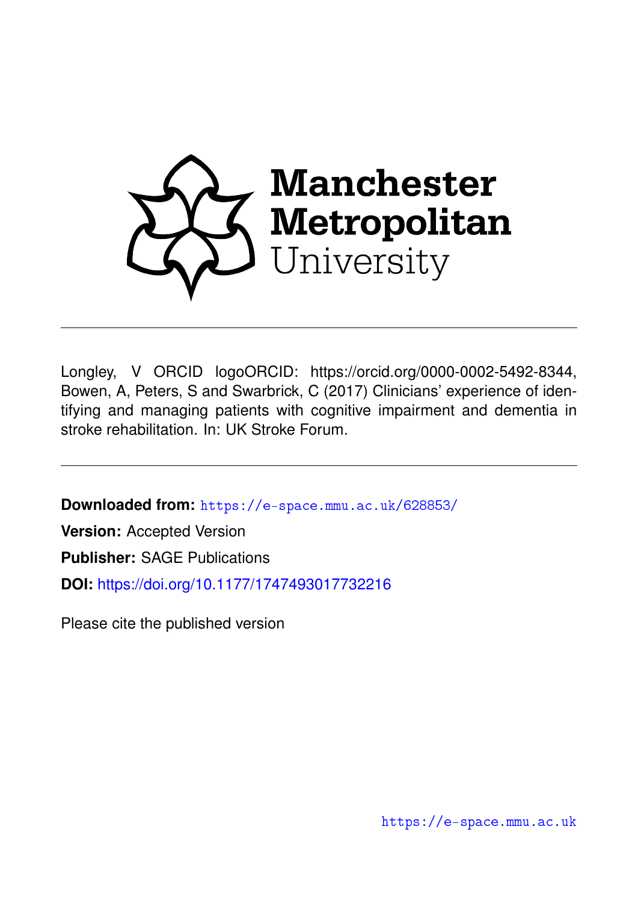Manchester Metropolitan University

---

Longley, V ORCID logoORCID: https://orcid.org/0000-0002-5492-8344, Bowen, A, Peters, S and Swarbrick, C (2017) Clinicians' experience of identifying and managing patients with cognitive impairment and dementia in stroke rehabilitation. In: UK Stroke Forum.

---

**Downloaded from:** https://e-space.mmu.ac.uk/628853/

**Version:** Accepted Version

**Publisher:** SAGE Publications

**DOI:** https://doi.org/10.1177/1747493017732216

Please cite the published version

https://e-space.mmu.ac.uk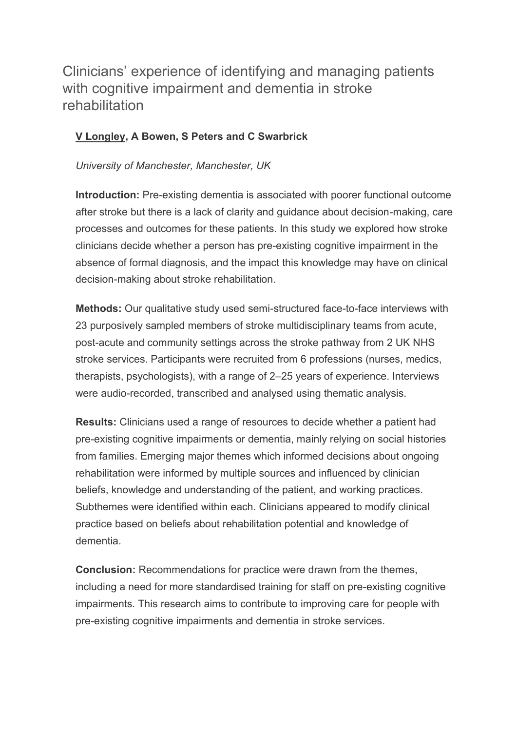# Clinicians' experience of identifying and managing patients with cognitive impairment and dementia in stroke rehabilitation

**V Longley, A Bowen, S Peters and C Swarbrick**

*University of Manchester, Manchester, UK*

**Introduction:** Pre-existing dementia is associated with poorer functional outcome after stroke but there is a lack of clarity and guidance about decision-making, care processes and outcomes for these patients. In this study we explored how stroke clinicians decide whether a person has pre-existing cognitive impairment in the absence of formal diagnosis, and the impact this knowledge may have on clinical decision-making about stroke rehabilitation.

**Methods:** Our qualitative study used semi-structured face-to-face interviews with 23 purposively sampled members of stroke multidisciplinary teams from acute, post-acute and community settings across the stroke pathway from 2 UK NHS stroke services. Participants were recruited from 6 professions (nurses, medics, therapists, psychologists), with a range of 2–25 years of experience. Interviews were audio-recorded, transcribed and analysed using thematic analysis.

**Results:** Clinicians used a range of resources to decide whether a patient had pre-existing cognitive impairments or dementia, mainly relying on social histories from families. Emerging major themes which informed decisions about ongoing rehabilitation were informed by multiple sources and influenced by clinician beliefs, knowledge and understanding of the patient, and working practices. Subthemes were identified within each. Clinicians appeared to modify clinical practice based on beliefs about rehabilitation potential and knowledge of dementia.

**Conclusion:** Recommendations for practice were drawn from the themes, including a need for more standardised training for staff on pre-existing cognitive impairments. This research aims to contribute to improving care for people with pre-existing cognitive impairments and dementia in stroke services.